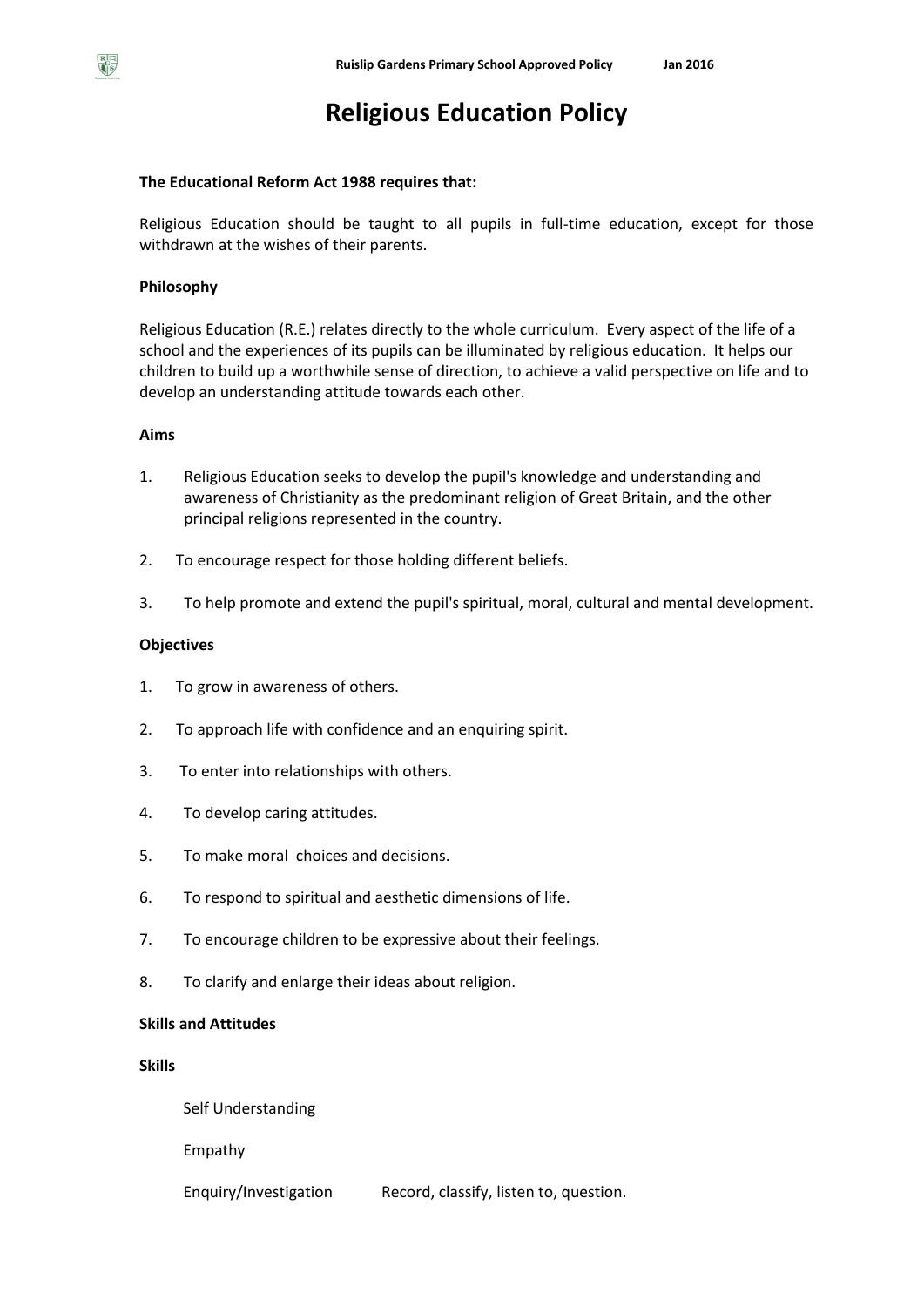# Religious Education Policy

**The Educational Reform Act 1988 requires that:**

Religious Education should be taught to all pupils in full-time education, except for those withdrawn at the wishes of their parents.

**Philosophy**

Religious Education (R.E.) relates directly to the whole curriculum. Every aspect of the life of a school and the experiences of its pupils can be illuminated by religious education. It helps our children to build up a worthwhile sense of direction, to achieve a valid perspective on life and to develop an understanding attitude towards each other.

**Aims**

1. Religious Education seeks to develop the pupil's knowledge and understanding and awareness of Christianity as the predominant religion of Great Britain, and the other principal religions represented in the country.
2. To encourage respect for those holding different beliefs.
3. To help promote and extend the pupil's spiritual, moral, cultural and mental development.

**Objectives**

1. To grow in awareness of others.
2. To approach life with confidence and an enquiring spirit.
3. To enter into relationships with others.
4. To develop caring attitudes.
5. To make moral choices and decisions.
6. To respond to spiritual and aesthetic dimensions of life.
7. To encourage children to be expressive about their feelings.
8. To clarify and enlarge their ideas about religion.

**Skills and Attitudes**

**Skills**

Self Understanding

Empathy

Enquiry/Investigation — Record, classify, listen to, question.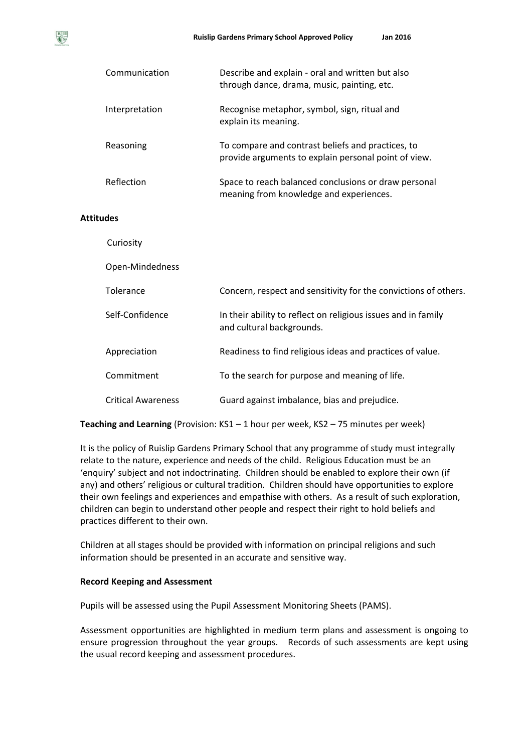| | |
|---|---|
| Communication | Describe and explain - oral and written but also through dance, drama, music, painting, etc. |
| Interpretation | Recognise metaphor, symbol, sign, ritual and explain its meaning. |
| Reasoning | To compare and contrast beliefs and practices, to provide arguments to explain personal point of view. |
| Reflection | Space to reach balanced conclusions or draw personal meaning from knowledge and experiences. |

**Attitudes**

| | |
|---|---|
| Curiosity | |
| Open-Mindedness | |
| Tolerance | Concern, respect and sensitivity for the convictions of others. |
| Self-Confidence | In their ability to reflect on religious issues and in family and cultural backgrounds. |
| Appreciation | Readiness to find religious ideas and practices of value. |
| Commitment | To the search for purpose and meaning of life. |
| Critical Awareness | Guard against imbalance, bias and prejudice. |

**Teaching and Learning** (Provision: KS1 – 1 hour per week, KS2 – 75 minutes per week)

It is the policy of Ruislip Gardens Primary School that any programme of study must integrally relate to the nature, experience and needs of the child. Religious Education must be an 'enquiry' subject and not indoctrinating. Children should be enabled to explore their own (if any) and others' religious or cultural tradition. Children should have opportunities to explore their own feelings and experiences and empathise with others. As a result of such exploration, children can begin to understand other people and respect their right to hold beliefs and practices different to their own.

Children at all stages should be provided with information on principal religions and such information should be presented in an accurate and sensitive way.

**Record Keeping and Assessment**

Pupils will be assessed using the Pupil Assessment Monitoring Sheets (PAMS).

Assessment opportunities are highlighted in medium term plans and assessment is ongoing to ensure progression throughout the year groups. Records of such assessments are kept using the usual record keeping and assessment procedures.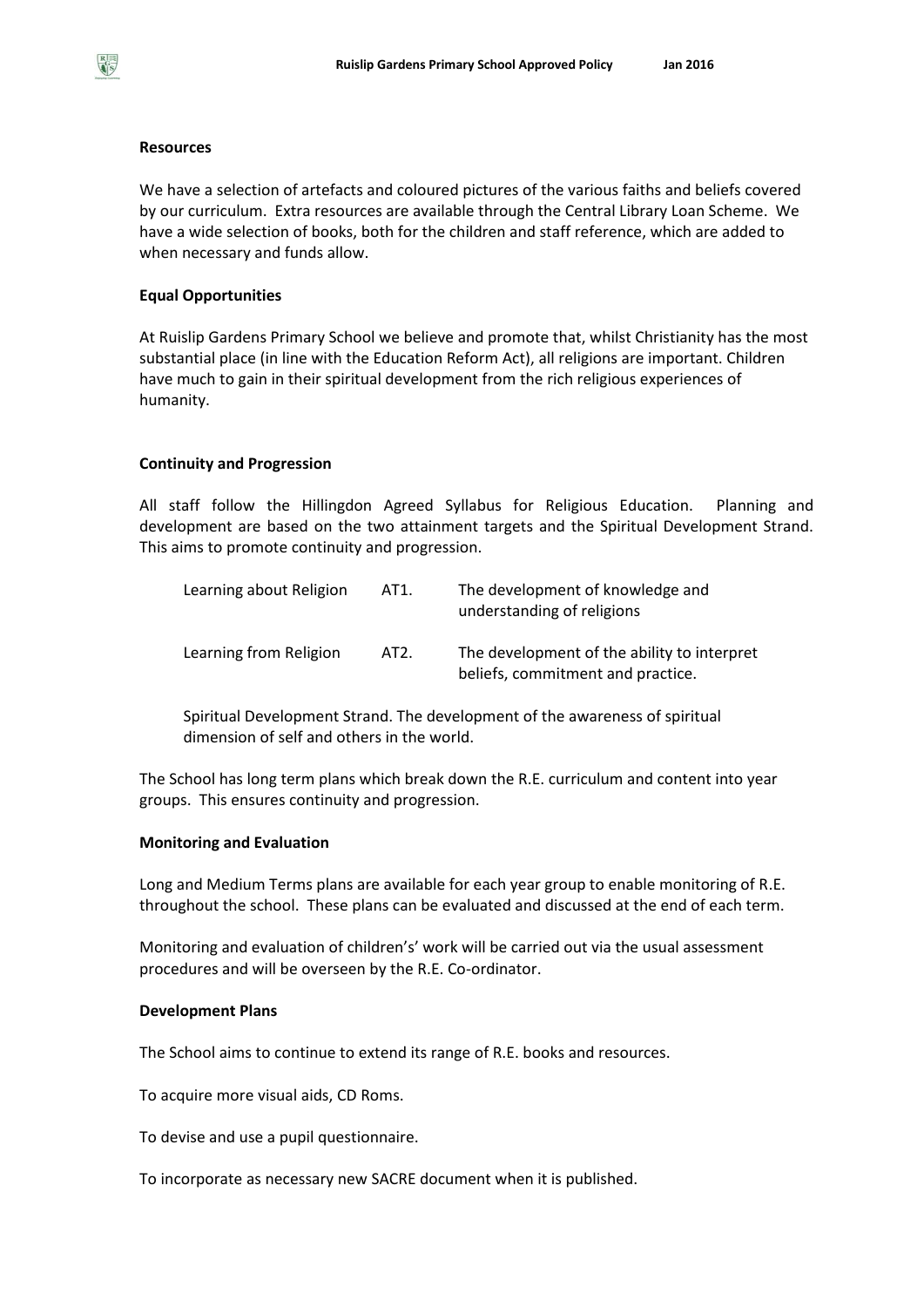**Resources**

We have a selection of artefacts and coloured pictures of the various faiths and beliefs covered by our curriculum. Extra resources are available through the Central Library Loan Scheme. We have a wide selection of books, both for the children and staff reference, which are added to when necessary and funds allow.

**Equal Opportunities**

At Ruislip Gardens Primary School we believe and promote that, whilst Christianity has the most substantial place (in line with the Education Reform Act), all religions are important. Children have much to gain in their spiritual development from the rich religious experiences of humanity.

**Continuity and Progression**

All staff follow the Hillingdon Agreed Syllabus for Religious Education. Planning and development are based on the two attainment targets and the Spiritual Development Strand. This aims to promote continuity and progression.

| | | |
|---|---|---|
| Learning about Religion | AT1. | The development of knowledge and understanding of religions |
| Learning from Religion | AT2. | The development of the ability to interpret beliefs, commitment and practice. |

Spiritual Development Strand. The development of the awareness of spiritual dimension of self and others in the world.

The School has long term plans which break down the R.E. curriculum and content into year groups. This ensures continuity and progression.

**Monitoring and Evaluation**

Long and Medium Terms plans are available for each year group to enable monitoring of R.E. throughout the school. These plans can be evaluated and discussed at the end of each term.

Monitoring and evaluation of children's' work will be carried out via the usual assessment procedures and will be overseen by the R.E. Co-ordinator.

**Development Plans**

The School aims to continue to extend its range of R.E. books and resources.

To acquire more visual aids, CD Roms.

To devise and use a pupil questionnaire.

To incorporate as necessary new SACRE document when it is published.